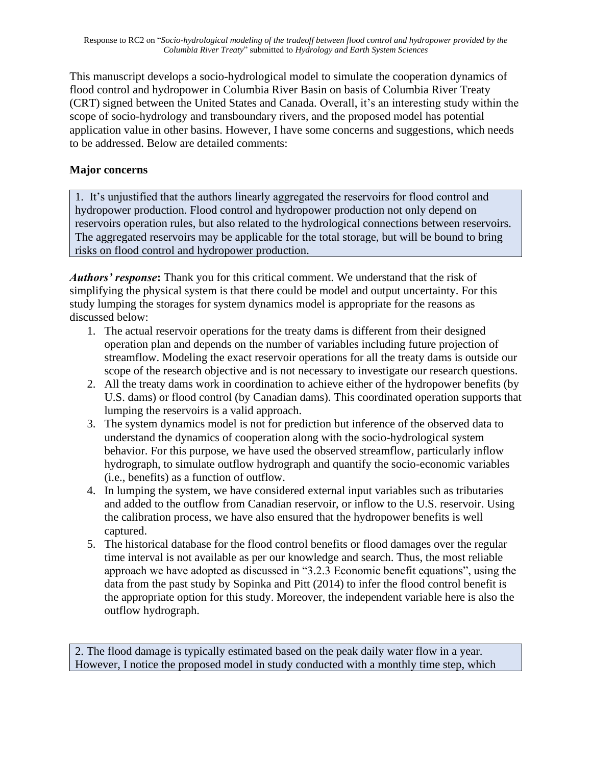This manuscript develops a socio-hydrological model to simulate the cooperation dynamics of flood control and hydropower in Columbia River Basin on basis of Columbia River Treaty (CRT) signed between the United States and Canada. Overall, it's an interesting study within the scope of socio-hydrology and transboundary rivers, and the proposed model has potential application value in other basins. However, I have some concerns and suggestions, which needs to be addressed. Below are detailed comments:

**Major concerns**

1. It's unjustified that the authors linearly aggregated the reservoirs for flood control and hydropower production. Flood control and hydropower production not only depend on reservoirs operation rules, but also related to the hydrological connections between reservoirs. The aggregated reservoirs may be applicable for the total storage, but will be bound to bring risks on flood control and hydropower production.

***Authors' response*:** Thank you for this critical comment. We understand that the risk of simplifying the physical system is that there could be model and output uncertainty. For this study lumping the storages for system dynamics model is appropriate for the reasons as discussed below:

1. The actual reservoir operations for the treaty dams is different from their designed operation plan and depends on the number of variables including future projection of streamflow. Modeling the exact reservoir operations for all the treaty dams is outside our scope of the research objective and is not necessary to investigate our research questions.
2. All the treaty dams work in coordination to achieve either of the hydropower benefits (by U.S. dams) or flood control (by Canadian dams). This coordinated operation supports that lumping the reservoirs is a valid approach.
3. The system dynamics model is not for prediction but inference of the observed data to understand the dynamics of cooperation along with the socio-hydrological system behavior. For this purpose, we have used the observed streamflow, particularly inflow hydrograph, to simulate outflow hydrograph and quantify the socio-economic variables (i.e., benefits) as a function of outflow.
4. In lumping the system, we have considered external input variables such as tributaries and added to the outflow from Canadian reservoir, or inflow to the U.S. reservoir. Using the calibration process, we have also ensured that the hydropower benefits is well captured.
5. The historical database for the flood control benefits or flood damages over the regular time interval is not available as per our knowledge and search. Thus, the most reliable approach we have adopted as discussed in "3.2.3 Economic benefit equations", using the data from the past study by Sopinka and Pitt (2014) to infer the flood control benefit is the appropriate option for this study. Moreover, the independent variable here is also the outflow hydrograph.

2. The flood damage is typically estimated based on the peak daily water flow in a year. However, I notice the proposed model in study conducted with a monthly time step, which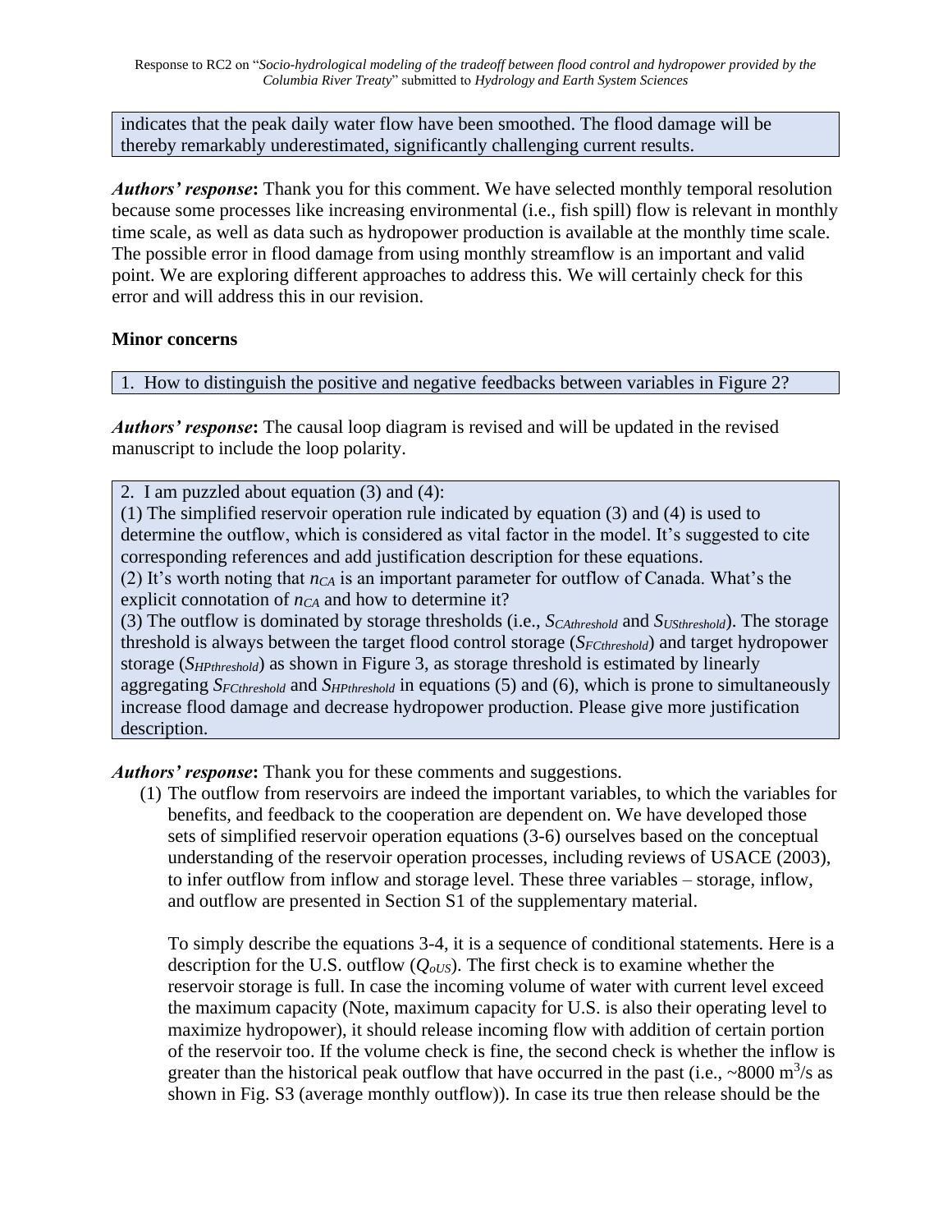indicates that the peak daily water flow have been smoothed. The flood damage will be thereby remarkably underestimated, significantly challenging current results.

***Authors' response*****:** Thank you for this comment. We have selected monthly temporal resolution because some processes like increasing environmental (i.e., fish spill) flow is relevant in monthly time scale, as well as data such as hydropower production is available at the monthly time scale. The possible error in flood damage from using monthly streamflow is an important and valid point. We are exploring different approaches to address this. We will certainly check for this error and will address this in our revision.

**Minor concerns**

1. How to distinguish the positive and negative feedbacks between variables in Figure 2?

***Authors' response*****:** The causal loop diagram is revised and will be updated in the revised manuscript to include the loop polarity.

2. I am puzzled about equation (3) and (4):
(1) The simplified reservoir operation rule indicated by equation (3) and (4) is used to determine the outflow, which is considered as vital factor in the model. It's suggested to cite corresponding references and add justification description for these equations.
(2) It's worth noting that $n_{CA}$ is an important parameter for outflow of Canada. What's the explicit connotation of $n_{CA}$ and how to determine it?
(3) The outflow is dominated by storage thresholds (i.e., $S_{CAthreshold}$ and $S_{USthreshold}$). The storage threshold is always between the target flood control storage ($S_{FCthreshold}$) and target hydropower storage ($S_{HPthreshold}$) as shown in Figure 3, as storage threshold is estimated by linearly aggregating $S_{FCthreshold}$ and $S_{HPthreshold}$ in equations (5) and (6), which is prone to simultaneously increase flood damage and decrease hydropower production. Please give more justification description.

***Authors' response*****:** Thank you for these comments and suggestions.

(1) The outflow from reservoirs are indeed the important variables, to which the variables for benefits, and feedback to the cooperation are dependent on. We have developed those sets of simplified reservoir operation equations (3-6) ourselves based on the conceptual understanding of the reservoir operation processes, including reviews of USACE (2003), to infer outflow from inflow and storage level. These three variables – storage, inflow, and outflow are presented in Section S1 of the supplementary material.

To simply describe the equations 3-4, it is a sequence of conditional statements. Here is a description for the U.S. outflow ($Q_{oUS}$). The first check is to examine whether the reservoir storage is full. In case the incoming volume of water with current level exceed the maximum capacity (Note, maximum capacity for U.S. is also their operating level to maximize hydropower), it should release incoming flow with addition of certain portion of the reservoir too. If the volume check is fine, the second check is whether the inflow is greater than the historical peak outflow that have occurred in the past (i.e., ~8000 $m^3/s$ as shown in Fig. S3 (average monthly outflow)). In case its true then release should be the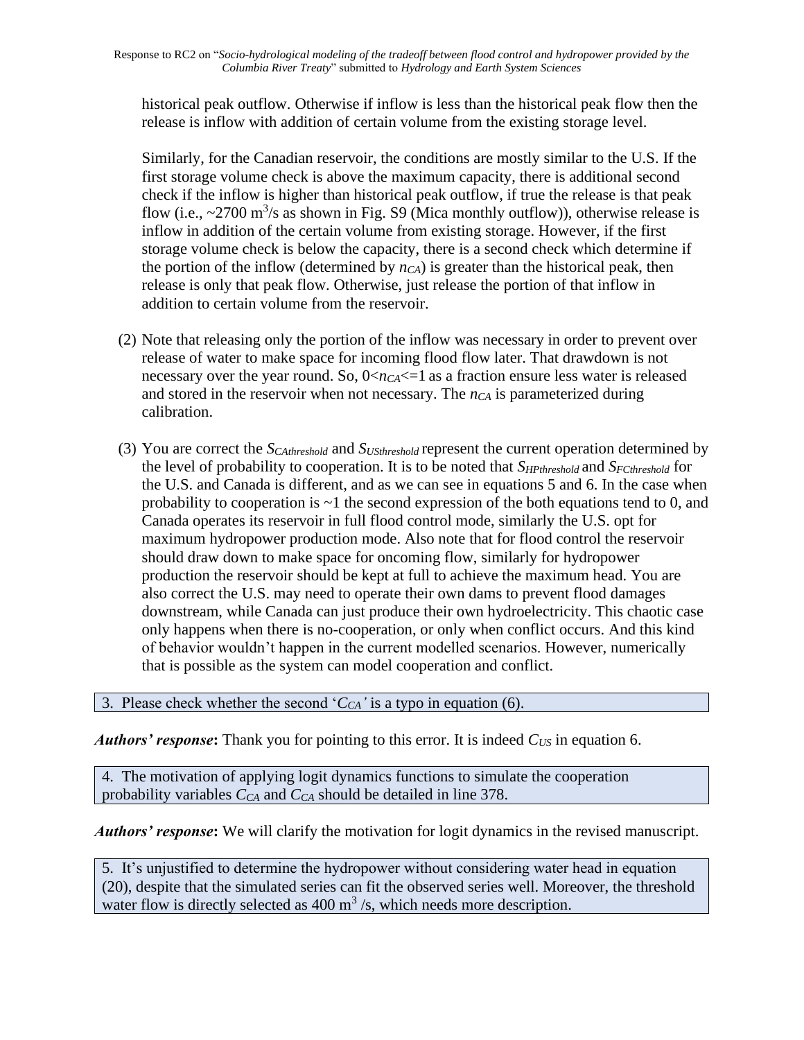historical peak outflow. Otherwise if inflow is less than the historical peak flow then the release is inflow with addition of certain volume from the existing storage level.

Similarly, for the Canadian reservoir, the conditions are mostly similar to the U.S. If the first storage volume check is above the maximum capacity, there is additional second check if the inflow is higher than historical peak outflow, if true the release is that peak flow (i.e., ~2700 $m^3$/s as shown in Fig. S9 (Mica monthly outflow)), otherwise release is inflow in addition of the certain volume from existing storage. However, if the first storage volume check is below the capacity, there is a second check which determine if the portion of the inflow (determined by $n_{CA}$) is greater than the historical peak, then release is only that peak flow. Otherwise, just release the portion of that inflow in addition to certain volume from the reservoir.

(2) Note that releasing only the portion of the inflow was necessary in order to prevent over release of water to make space for incoming flood flow later. That drawdown is not necessary over the year round. So, $0<n_{CA}<=1$ as a fraction ensure less water is released and stored in the reservoir when not necessary. The $n_{CA}$ is parameterized during calibration.

(3) You are correct the $S_{CAthreshold}$ and $S_{USthreshold}$ represent the current operation determined by the level of probability to cooperation. It is to be noted that $S_{HPthreshold}$ and $S_{FCthreshold}$ for the U.S. and Canada is different, and as we can see in equations 5 and 6. In the case when probability to cooperation is ~1 the second expression of the both equations tend to 0, and Canada operates its reservoir in full flood control mode, similarly the U.S. opt for maximum hydropower production mode. Also note that for flood control the reservoir should draw down to make space for oncoming flow, similarly for hydropower production the reservoir should be kept at full to achieve the maximum head. You are also correct the U.S. may need to operate their own dams to prevent flood damages downstream, while Canada can just produce their own hydroelectricity. This chaotic case only happens when there is no-cooperation, or only when conflict occurs. And this kind of behavior wouldn't happen in the current modelled scenarios. However, numerically that is possible as the system can model cooperation and conflict.

3. Please check whether the second '$C_{CA}$' is a typo in equation (6).

***Authors' response*:** Thank you for pointing to this error. It is indeed $C_{US}$ in equation 6.

4. The motivation of applying logit dynamics functions to simulate the cooperation probability variables $C_{CA}$ and $C_{CA}$ should be detailed in line 378.

***Authors' response*:** We will clarify the motivation for logit dynamics in the revised manuscript.

5. It's unjustified to determine the hydropower without considering water head in equation (20), despite that the simulated series can fit the observed series well. Moreover, the threshold water flow is directly selected as 400 $m^3$ /s, which needs more description.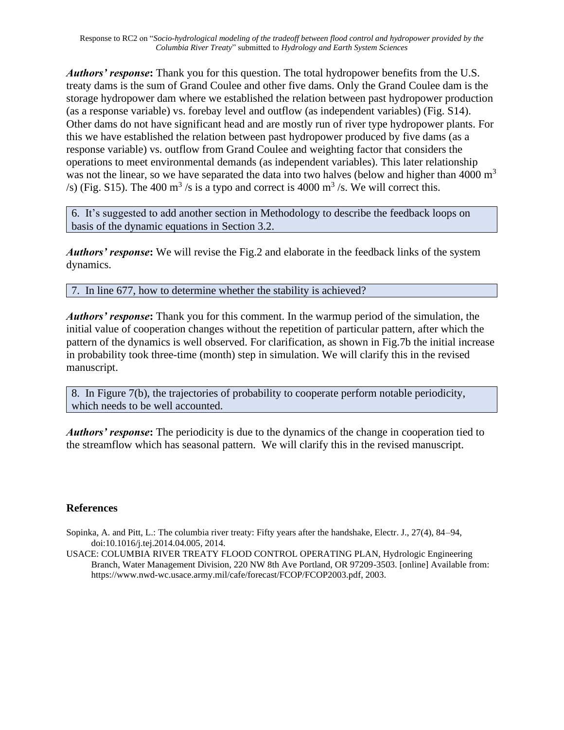***Authors' response*:** Thank you for this question. The total hydropower benefits from the U.S. treaty dams is the sum of Grand Coulee and other five dams. Only the Grand Coulee dam is the storage hydropower dam where we established the relation between past hydropower production (as a response variable) vs. forebay level and outflow (as independent variables) (Fig. S14). Other dams do not have significant head and are mostly run of river type hydropower plants. For this we have established the relation between past hydropower produced by five dams (as a response variable) vs. outflow from Grand Coulee and weighting factor that considers the operations to meet environmental demands (as independent variables). This later relationship was not the linear, so we have separated the data into two halves (below and higher than 4000 $m^3$ /s) (Fig. S15). The 400 $m^3$ /s is a typo and correct is 4000 $m^3$ /s. We will correct this.

6. It's suggested to add another section in Methodology to describe the feedback loops on basis of the dynamic equations in Section 3.2.

***Authors' response*:** We will revise the Fig.2 and elaborate in the feedback links of the system dynamics.

7. In line 677, how to determine whether the stability is achieved?

***Authors' response*:** Thank you for this comment. In the warmup period of the simulation, the initial value of cooperation changes without the repetition of particular pattern, after which the pattern of the dynamics is well observed. For clarification, as shown in Fig.7b the initial increase in probability took three-time (month) step in simulation. We will clarify this in the revised manuscript.

8. In Figure 7(b), the trajectories of probability to cooperate perform notable periodicity, which needs to be well accounted.

***Authors' response*:** The periodicity is due to the dynamics of the change in cooperation tied to the streamflow which has seasonal pattern. We will clarify this in the revised manuscript.

## References

Sopinka, A. and Pitt, L.: The columbia river treaty: Fifty years after the handshake, Electr. J., 27(4), 84–94, doi:10.1016/j.tej.2014.04.005, 2014.

USACE: COLUMBIA RIVER TREATY FLOOD CONTROL OPERATING PLAN, Hydrologic Engineering Branch, Water Management Division, 220 NW 8th Ave Portland, OR 97209-3503. [online] Available from: https://www.nwd-wc.usace.army.mil/cafe/forecast/FCOP/FCOP2003.pdf, 2003.